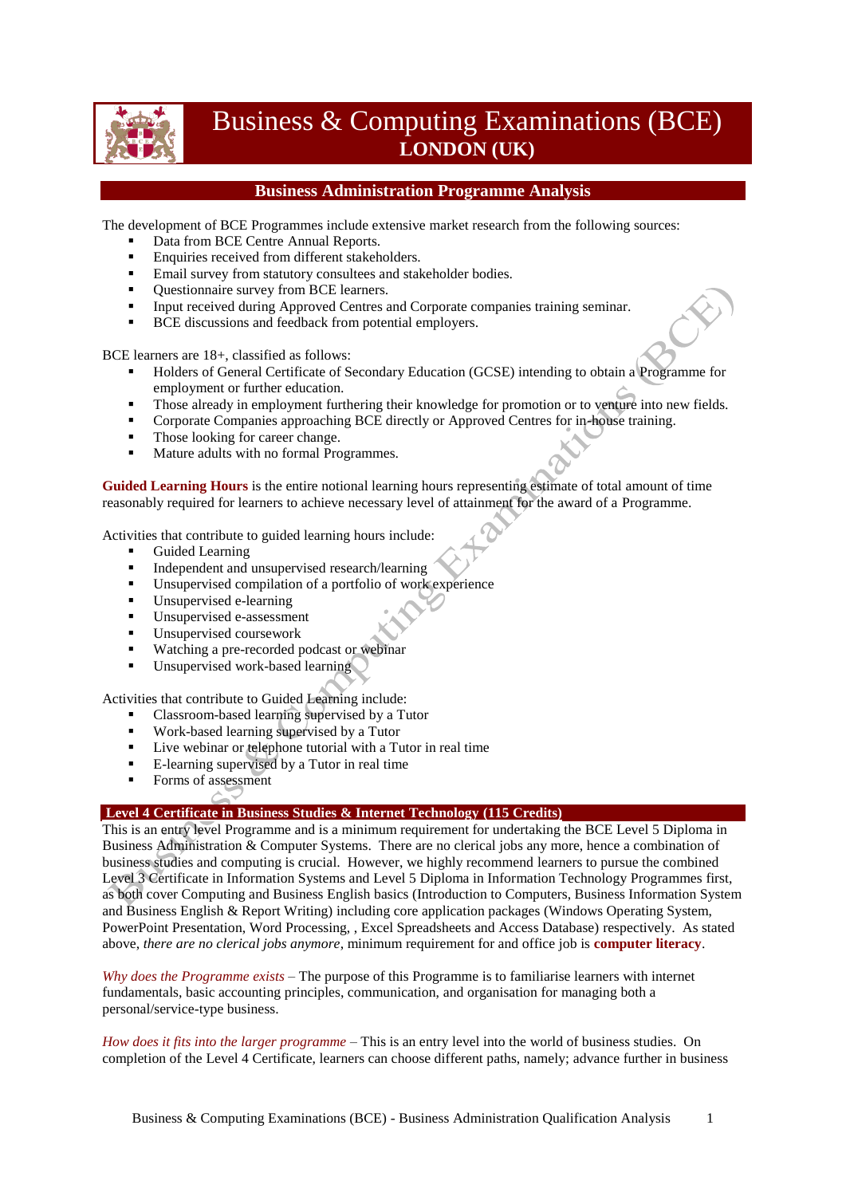# Business & Computing Examinations (BCE)

## LONDON (UK)

## Business Administration Programme Analysis

The development of BCE Programmes include extensive market research from the following sources:

- Data from BCE Centre Annual Reports.
- Enquiries received from different stakeholders.
- Email survey from statutory consultees and stakeholder bodies.
- Questionnaire survey from BCE learners.
- Input received during Approved Centres and Corporate companies training seminar.
- BCE discussions and feedback from potential employers.

BCE learners are 18+, classified as follows:

- Holders of General Certificate of Secondary Education (GCSE) intending to obtain a Programme for employment or further education.
- Those already in employment furthering their knowledge for promotion or to venture into new fields.
- Corporate Companies approaching BCE directly or Approved Centres for in-house training.
- Those looking for career change.
- Mature adults with no formal Programmes.

**Guided Learning Hours** is the entire notional learning hours representing estimate of total amount of time reasonably required for learners to achieve necessary level of attainment for the award of a Programme.

Activities that contribute to guided learning hours include:

- Guided Learning
- Independent and unsupervised research/learning
- Unsupervised compilation of a portfolio of work experience
- Unsupervised e-learning
- Unsupervised e-assessment
- Unsupervised coursework
- Watching a pre-recorded podcast or webinar
- Unsupervised work-based learning

Activities that contribute to Guided Learning include:

- Classroom-based learning supervised by a Tutor
- Work-based learning supervised by a Tutor
- Live webinar or telephone tutorial with a Tutor in real time
- E-learning supervised by a Tutor in real time
- Forms of assessment

## Level 4 Certificate in Business Studies & Internet Technology (115 Credits)

This is an entry level Programme and is a minimum requirement for undertaking the BCE Level 5 Diploma in Business Administration & Computer Systems. There are no clerical jobs any more, hence a combination of business studies and computing is crucial. However, we highly recommend learners to pursue the combined Level 3 Certificate in Information Systems and Level 5 Diploma in Information Technology Programmes first, as both cover Computing and Business English basics (Introduction to Computers, Business Information System and Business English & Report Writing) including core application packages (Windows Operating System, PowerPoint Presentation, Word Processing, , Excel Spreadsheets and Access Database) respectively. As stated above, *there are no clerical jobs anymore*, minimum requirement for and office job is **computer literacy**.

*Why does the Programme exists* – The purpose of this Programme is to familiarise learners with internet fundamentals, basic accounting principles, communication, and organisation for managing both a personal/service-type business.

*How does it fits into the larger programme* – This is an entry level into the world of business studies. On completion of the Level 4 Certificate, learners can choose different paths, namely; advance further in business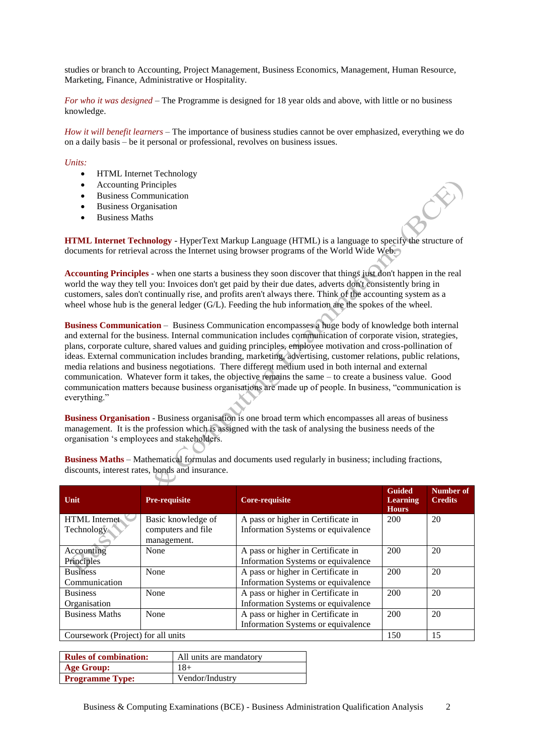studies or branch to Accounting, Project Management, Business Economics, Management, Human Resource, Marketing, Finance, Administrative or Hospitality.

*For who it was designed* – The Programme is designed for 18 year olds and above, with little or no business knowledge.

*How it will benefit learners* – The importance of business studies cannot be over emphasized, everything we do on a daily basis – be it personal or professional, revolves on business issues.

*Units:*

- HTML Internet Technology
- Accounting Principles
- Business Communication
- Business Organisation
- Business Maths

**HTML Internet Technology** - HyperText Markup Language (HTML) is a language to specify the structure of documents for retrieval across the Internet using browser programs of the World Wide Web.

**Accounting Principles** - when one starts a business they soon discover that things just don't happen in the real world the way they tell you: Invoices don't get paid by their due dates, adverts don't consistently bring in customers, sales don't continually rise, and profits aren't always there. Think of the accounting system as a wheel whose hub is the general ledger (G/L). Feeding the hub information are the spokes of the wheel.

**Business Communication** – Business Communication encompasses a huge body of knowledge both internal and external for the business. Internal communication includes communication of corporate vision, strategies, plans, corporate culture, shared values and guiding principles, employee motivation and cross-pollination of ideas. External communication includes branding, marketing, advertising, customer relations, public relations, media relations and business negotiations. There different medium used in both internal and external communication. Whatever form it takes, the objective remains the same – to create a business value. Good communication matters because business organisations are made up of people. In business, "communication is everything."

**Business Organisation** - Business organisation is one broad term which encompasses all areas of business management. It is the profession which is assigned with the task of analysing the business needs of the organisation 's employees and stakeholders.

**Business Maths** – Mathematical formulas and documents used regularly in business; including fractions, discounts, interest rates, bonds and insurance.

| Unit | Pre-requisite | Core-requisite | Guided Learning Hours | Number of Credits |
|---|---|---|---|---|
| HTML Internet Technology | Basic knowledge of computers and file management. | A pass or higher in Certificate in Information Systems or equivalence | 200 | 20 |
| Accounting Principles | None | A pass or higher in Certificate in Information Systems or equivalence | 200 | 20 |
| Business Communication | None | A pass or higher in Certificate in Information Systems or equivalence | 200 | 20 |
| Business Organisation | None | A pass or higher in Certificate in Information Systems or equivalence | 200 | 20 |
| Business Maths | None | A pass or higher in Certificate in Information Systems or equivalence | 200 | 20 |
| Coursework (Project) for all units | | | 150 | 15 |

| **Rules of combination:** | All units are mandatory |
|---|---|
| **Age Group:** | 18+ |
| **Programme Type:** | Vendor/Industry |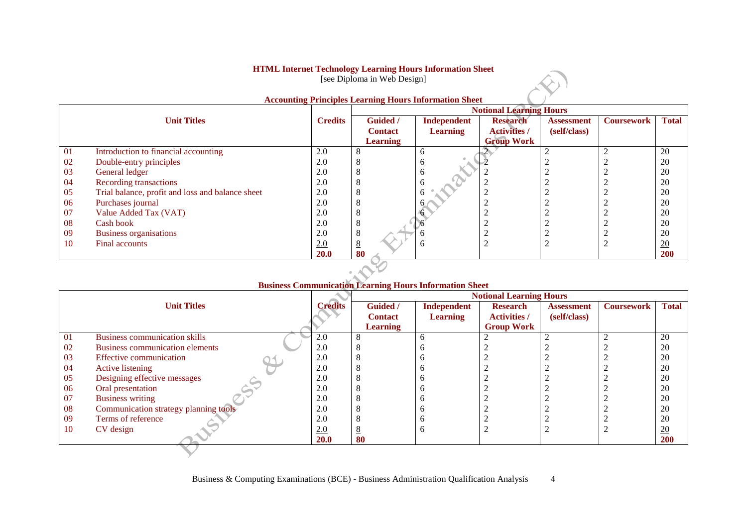**HTML Internet Technology Learning Hours Information Sheet**
[see Diploma in Web Design]

**Accounting Principles Learning Hours Information Sheet**

| | Unit Titles | Credits | Notional Learning Hours | | | | | |
|---|---|---|---|---|---|---|---|---|
| | | | **Guided / Contact Learning** | **Independent Learning** | **Research Activities / Group Work** | **Assessment (self/class)** | **Coursework** | **Total** |
| 01 | Introduction to financial accounting | 2.0 | 8 | 6 | 2 | 2 | 2 | 20 |
| 02 | Double-entry principles | 2.0 | 8 | 6 | 2 | 2 | 2 | 20 |
| 03 | General ledger | 2.0 | 8 | 6 | 2 | 2 | 2 | 20 |
| 04 | Recording transactions | 2.0 | 8 | 6 | 2 | 2 | 2 | 20 |
| 05 | Trial balance, profit and loss and balance sheet | 2.0 | 8 | 6 | 2 | 2 | 2 | 20 |
| 06 | Purchases journal | 2.0 | 8 | 6 | 2 | 2 | 2 | 20 |
| 07 | Value Added Tax (VAT) | 2.0 | 8 | 6 | 2 | 2 | 2 | 20 |
| 08 | Cash book | 2.0 | 8 | 6 | 2 | 2 | 2 | 20 |
| 09 | Business organisations | 2.0 | 8 | 6 | 2 | 2 | 2 | 20 |
| 10 | Final accounts | 2.0 | 8 | 6 | 2 | 2 | 2 | 20 |
| | | **20.0** | **80** | | | | | **200** |

**Business Communication Learning Hours Information Sheet**

| | Unit Titles | Credits | Notional Learning Hours | | | | | |
|---|---|---|---|---|---|---|---|---|
| | | | **Guided / Contact Learning** | **Independent Learning** | **Research Activities / Group Work** | **Assessment (self/class)** | **Coursework** | **Total** |
| 01 | Business communication skills | 2.0 | 8 | 6 | 2 | 2 | 2 | 20 |
| 02 | Business communication elements | 2.0 | 8 | 6 | 2 | 2 | 2 | 20 |
| 03 | Effective communication | 2.0 | 8 | 6 | 2 | 2 | 2 | 20 |
| 04 | Active listening | 2.0 | 8 | 6 | 2 | 2 | 2 | 20 |
| 05 | Designing effective messages | 2.0 | 8 | 6 | 2 | 2 | 2 | 20 |
| 06 | Oral presentation | 2.0 | 8 | 6 | 2 | 2 | 2 | 20 |
| 07 | Business writing | 2.0 | 8 | 6 | 2 | 2 | 2 | 20 |
| 08 | Communication strategy planning tools | 2.0 | 8 | 6 | 2 | 2 | 2 | 20 |
| 09 | Terms of reference | 2.0 | 8 | 6 | 2 | 2 | 2 | 20 |
| 10 | CV design | 2.0 | 8 | 6 | 2 | 2 | 2 | 20 |
| | | **20.0** | **80** | | | | | **200** |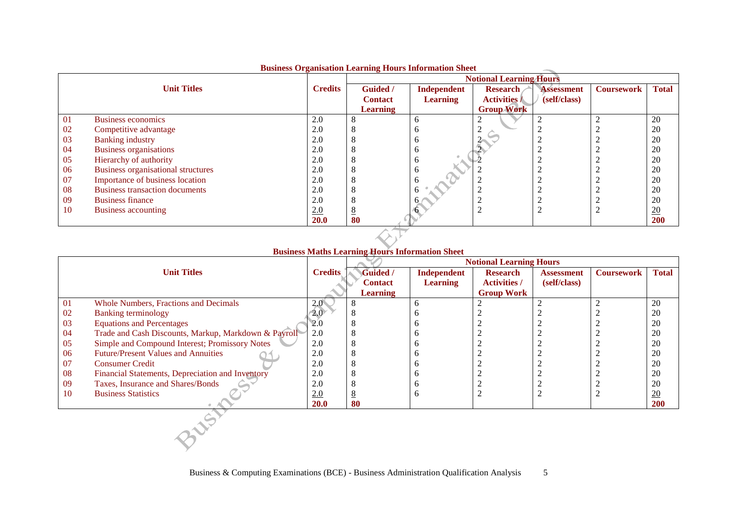**Business Organisation Learning Hours Information Sheet**

| | Unit Titles | Credits | Notional Learning Hours | | | | | |
|---|---|---|---|---|---|---|---|---|
| | | | Guided / Contact Learning | Independent Learning | Research Activities / Group Work | Assessment (self/class) | Coursework | Total |
| 01 | Business economics | 2.0 | 8 | 6 | 2 | 2 | 2 | 20 |
| 02 | Competitive advantage | 2.0 | 8 | 6 | 2 | 2 | 2 | 20 |
| 03 | Banking industry | 2.0 | 8 | 6 | 2 | 2 | 2 | 20 |
| 04 | Business organisations | 2.0 | 8 | 6 | 2 | 2 | 2 | 20 |
| 05 | Hierarchy of authority | 2.0 | 8 | 6 | 2 | 2 | 2 | 20 |
| 06 | Business organisational structures | 2.0 | 8 | 6 | 2 | 2 | 2 | 20 |
| 07 | Importance of business location | 2.0 | 8 | 6 | 2 | 2 | 2 | 20 |
| 08 | Business transaction documents | 2.0 | 8 | 6 | 2 | 2 | 2 | 20 |
| 09 | Business finance | 2.0 | 8 | 6 | 2 | 2 | 2 | 20 |
| 10 | Business accounting | 2.0 | 8 | 6 | 2 | 2 | 2 | 20 |
| | | **20.0** | **80** | | | | | **200** |

**Business Maths Learning Hours Information Sheet**

| | Unit Titles | Credits | Notional Learning Hours | | | | | |
|---|---|---|---|---|---|---|---|---|
| | | | Guided / Contact Learning | Independent Learning | Research Activities / Group Work | Assessment (self/class) | Coursework | Total |
| 01 | Whole Numbers, Fractions and Decimals | 2.0 | 8 | 6 | 2 | 2 | 2 | 20 |
| 02 | Banking terminology | 2.0 | 8 | 6 | 2 | 2 | 2 | 20 |
| 03 | Equations and Percentages | 2.0 | 8 | 6 | 2 | 2 | 2 | 20 |
| 04 | Trade and Cash Discounts, Markup, Markdown & Payroll | 2.0 | 8 | 6 | 2 | 2 | 2 | 20 |
| 05 | Simple and Compound Interest; Promissory Notes | 2.0 | 8 | 6 | 2 | 2 | 2 | 20 |
| 06 | Future/Present Values and Annuities | 2.0 | 8 | 6 | 2 | 2 | 2 | 20 |
| 07 | Consumer Credit | 2.0 | 8 | 6 | 2 | 2 | 2 | 20 |
| 08 | Financial Statements, Depreciation and Inventory | 2.0 | 8 | 6 | 2 | 2 | 2 | 20 |
| 09 | Taxes, Insurance and Shares/Bonds | 2.0 | 8 | 6 | 2 | 2 | 2 | 20 |
| 10 | Business Statistics | 2.0 | 8 | 6 | 2 | 2 | 2 | 20 |
| | | **20.0** | **80** | | | | | **200** |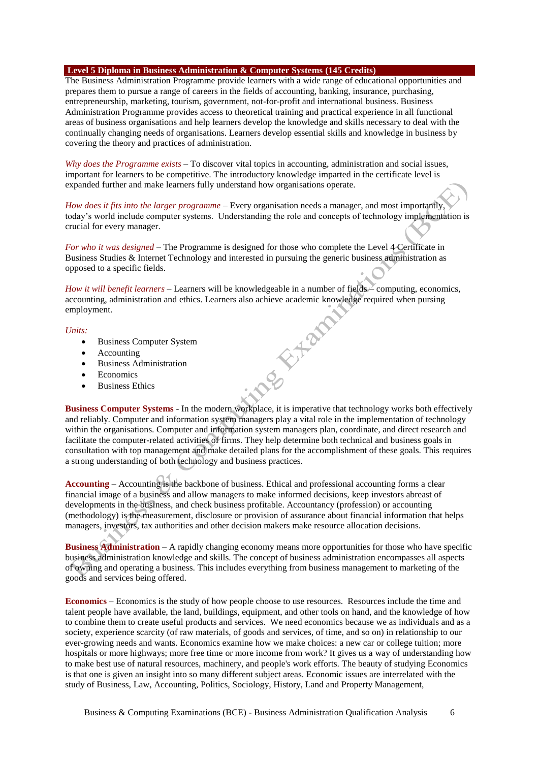## Level 5 Diploma in Business Administration & Computer Systems (145 Credits)

The Business Administration Programme provide learners with a wide range of educational opportunities and prepares them to pursue a range of careers in the fields of accounting, banking, insurance, purchasing, entrepreneurship, marketing, tourism, government, not-for-profit and international business. Business Administration Programme provides access to theoretical training and practical experience in all functional areas of business organisations and help learners develop the knowledge and skills necessary to deal with the continually changing needs of organisations. Learners develop essential skills and knowledge in business by covering the theory and practices of administration.

*Why does the Programme exists* – To discover vital topics in accounting, administration and social issues, important for learners to be competitive. The introductory knowledge imparted in the certificate level is expanded further and make learners fully understand how organisations operate.

*How does it fits into the larger programme* – Every organisation needs a manager, and most importantly, today's world include computer systems. Understanding the role and concepts of technology implementation is crucial for every manager.

*For who it was designed* – The Programme is designed for those who complete the Level 4 Certificate in Business Studies & Internet Technology and interested in pursuing the generic business administration as opposed to a specific fields.

*How it will benefit learners* – Learners will be knowledgeable in a number of fields – computing, economics, accounting, administration and ethics. Learners also achieve academic knowledge required when pursing employment.

*Units:*

- Business Computer System
- Accounting
- Business Administration
- Economics
- Business Ethics

**Business Computer Systems** - In the modern workplace, it is imperative that technology works both effectively and reliably. Computer and information system managers play a vital role in the implementation of technology within the organisations. Computer and information system managers plan, coordinate, and direct research and facilitate the computer-related activities of firms. They help determine both technical and business goals in consultation with top management and make detailed plans for the accomplishment of these goals. This requires a strong understanding of both technology and business practices.

**Accounting** – Accounting is the backbone of business. Ethical and professional accounting forms a clear financial image of a business and allow managers to make informed decisions, keep investors abreast of developments in the business, and check business profitable. Accountancy (profession) or accounting (methodology) is the measurement, disclosure or provision of assurance about financial information that helps managers, investors, tax authorities and other decision makers make resource allocation decisions.

**Business Administration** – A rapidly changing economy means more opportunities for those who have specific business administration knowledge and skills. The concept of business administration encompasses all aspects of owning and operating a business. This includes everything from business management to marketing of the goods and services being offered.

**Economics** – Economics is the study of how people choose to use resources. Resources include the time and talent people have available, the land, buildings, equipment, and other tools on hand, and the knowledge of how to combine them to create useful products and services. We need economics because we as individuals and as a society, experience scarcity (of raw materials, of goods and services, of time, and so on) in relationship to our ever-growing needs and wants. Economics examine how we make choices: a new car or college tuition; more hospitals or more highways; more free time or more income from work? It gives us a way of understanding how to make best use of natural resources, machinery, and people's work efforts. The beauty of studying Economics is that one is given an insight into so many different subject areas. Economic issues are interrelated with the study of Business, Law, Accounting, Politics, Sociology, History, Land and Property Management,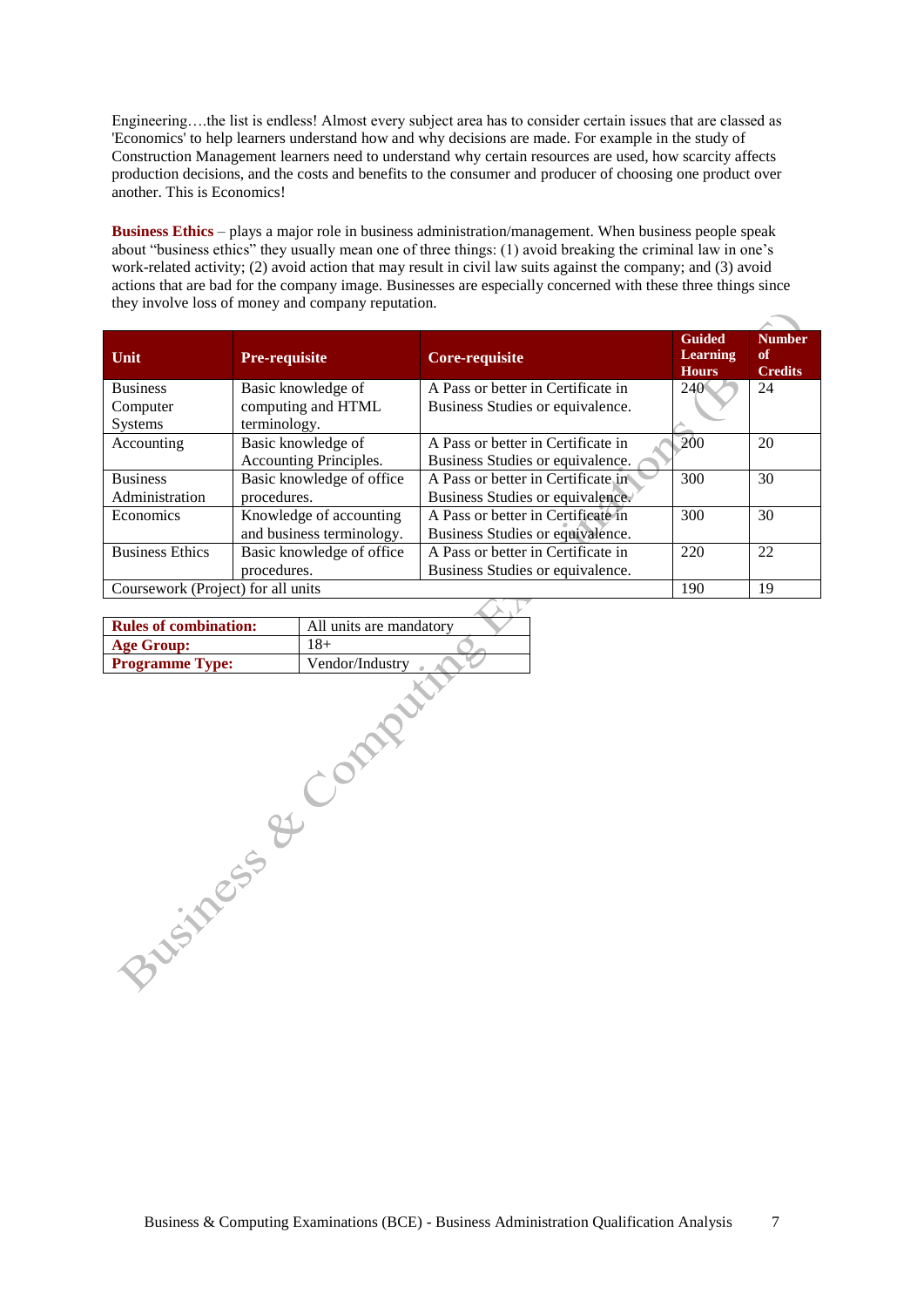Engineering….the list is endless! Almost every subject area has to consider certain issues that are classed as 'Economics' to help learners understand how and why decisions are made. For example in the study of Construction Management learners need to understand why certain resources are used, how scarcity affects production decisions, and the costs and benefits to the consumer and producer of choosing one product over another. This is Economics!

**Business Ethics** – plays a major role in business administration/management. When business people speak about "business ethics" they usually mean one of three things: (1) avoid breaking the criminal law in one's work-related activity; (2) avoid action that may result in civil law suits against the company; and (3) avoid actions that are bad for the company image. Businesses are especially concerned with these three things since they involve loss of money and company reputation.

| Unit | Pre-requisite | Core-requisite | Guided Learning Hours | Number of Credits |
|---|---|---|---|---|
| Business Computer Systems | Basic knowledge of computing and HTML terminology. | A Pass or better in Certificate in Business Studies or equivalence. | 240 | 24 |
| Accounting | Basic knowledge of Accounting Principles. | A Pass or better in Certificate in Business Studies or equivalence. | 200 | 20 |
| Business Administration | Basic knowledge of office procedures. | A Pass or better in Certificate in Business Studies or equivalence. | 300 | 30 |
| Economics | Knowledge of accounting and business terminology. | A Pass or better in Certificate in Business Studies or equivalence. | 300 | 30 |
| Business Ethics | Basic knowledge of office procedures. | A Pass or better in Certificate in Business Studies or equivalence. | 220 | 22 |
| Coursework (Project) for all units | | | 190 | 19 |

| | |
|---|---|
| **Rules of combination:** | All units are mandatory |
| **Age Group:** | 18+ |
| **Programme Type:** | Vendor/Industry |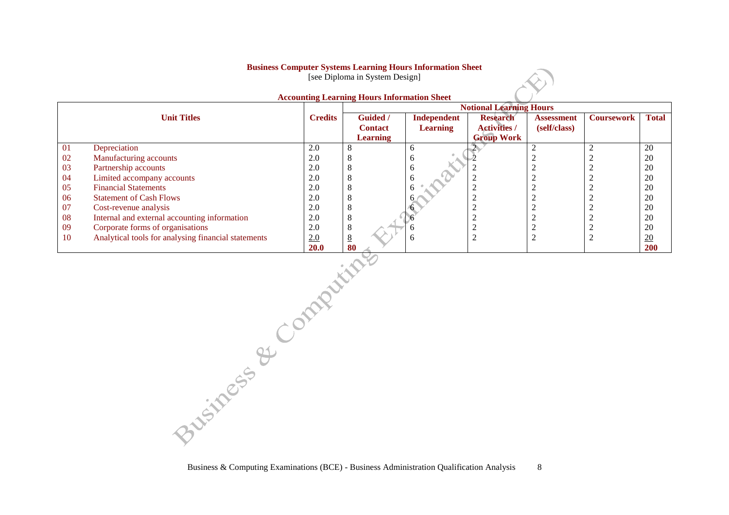**Business Computer Systems Learning Hours Information Sheet**

[see Diploma in System Design]

**Accounting Learning Hours Information Sheet**

| Unit Titles | | Credits | Notional Learning Hours | | | | | |
|---|---|---|---|---|---|---|---|---|
| | | | **Guided / Contact Learning** | **Independent Learning** | **Research Activities / Group Work** | **Assessment (self/class)** | **Coursework** | **Total** |
| 01 | Depreciation | 2.0 | 8 | 6 | 2 | 2 | 2 | 20 |
| 02 | Manufacturing accounts | 2.0 | 8 | 6 | 2 | 2 | 2 | 20 |
| 03 | Partnership accounts | 2.0 | 8 | 6 | 2 | 2 | 2 | 20 |
| 04 | Limited accompany accounts | 2.0 | 8 | 6 | 2 | 2 | 2 | 20 |
| 05 | Financial Statements | 2.0 | 8 | 6 | 2 | 2 | 2 | 20 |
| 06 | Statement of Cash Flows | 2.0 | 8 | 6 | 2 | 2 | 2 | 20 |
| 07 | Cost-revenue analysis | 2.0 | 8 | 6 | 2 | 2 | 2 | 20 |
| 08 | Internal and external accounting information | 2.0 | 8 | 6 | 2 | 2 | 2 | 20 |
| 09 | Corporate forms of organisations | 2.0 | 8 | 6 | 2 | 2 | 2 | 20 |
| 10 | Analytical tools for analysing financial statements | 2.0 | 8 | 6 | 2 | 2 | 2 | 20 |
| | | **20.0** | **80** | | | | | **200** |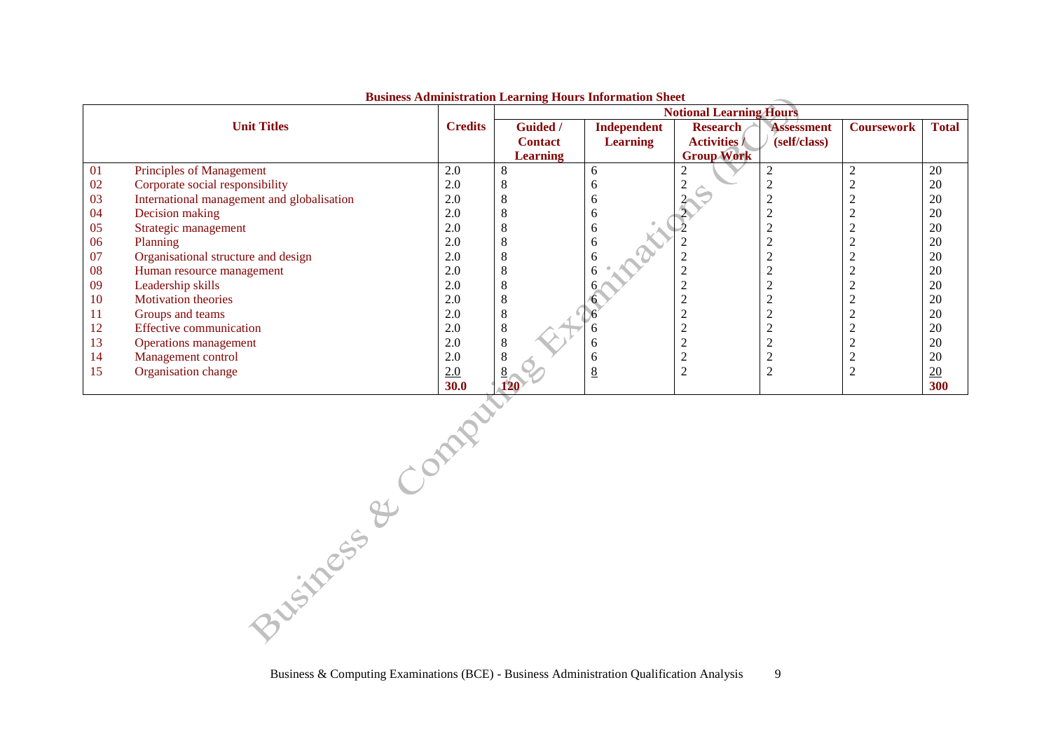**Business Administration Learning Hours Information Sheet**

| | Unit Titles | Credits | Notional Learning Hours | | | | | |
|---|---|---|---|---|---|---|---|---|
| | | | Guided / Contact Learning | Independent Learning | Research Activities / Group Work | Assessment (self/class) | Coursework | Total |
| 01 | Principles of Management | 2.0 | 8 | 6 | 2 | 2 | 2 | 20 |
| 02 | Corporate social responsibility | 2.0 | 8 | 6 | 2 | 2 | 2 | 20 |
| 03 | International management and globalisation | 2.0 | 8 | 6 | 2 | 2 | 2 | 20 |
| 04 | Decision making | 2.0 | 8 | 6 | 2 | 2 | 2 | 20 |
| 05 | Strategic management | 2.0 | 8 | 6 | 2 | 2 | 2 | 20 |
| 06 | Planning | 2.0 | 8 | 6 | 2 | 2 | 2 | 20 |
| 07 | Organisational structure and design | 2.0 | 8 | 6 | 2 | 2 | 2 | 20 |
| 08 | Human resource management | 2.0 | 8 | 6 | 2 | 2 | 2 | 20 |
| 09 | Leadership skills | 2.0 | 8 | 6 | 2 | 2 | 2 | 20 |
| 10 | Motivation theories | 2.0 | 8 | 6 | 2 | 2 | 2 | 20 |
| 11 | Groups and teams | 2.0 | 8 | 6 | 2 | 2 | 2 | 20 |
| 12 | Effective communication | 2.0 | 8 | 6 | 2 | 2 | 2 | 20 |
| 13 | Operations management | 2.0 | 8 | 6 | 2 | 2 | 2 | 20 |
| 14 | Management control | 2.0 | 8 | 6 | 2 | 2 | 2 | 20 |
| 15 | Organisation change | 2.0 | 8 | 8 | 2 | 2 | 2 | 20 |
| | | **30.0** | **120** | | | | | **300** |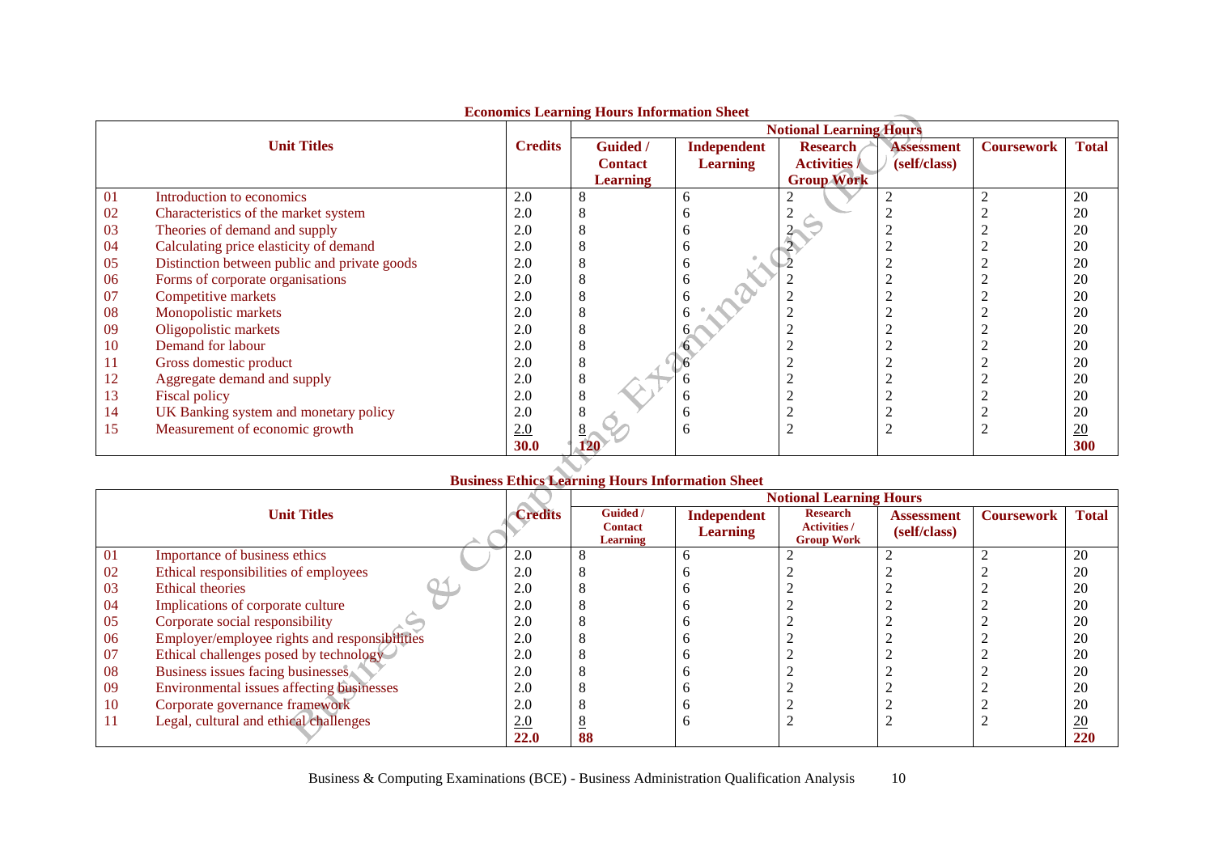**Economics Learning Hours Information Sheet**

| | Unit Titles | Credits | Notional Learning Hours | | | | | |
|---|---|---|---|---|---|---|---|---|
| | | | Guided / Contact Learning | Independent Learning | Research Activities / Group Work | Assessment (self/class) | Coursework | Total |
| 01 | Introduction to economics | 2.0 | 8 | 6 | 2 | 2 | 2 | 20 |
| 02 | Characteristics of the market system | 2.0 | 8 | 6 | 2 | 2 | 2 | 20 |
| 03 | Theories of demand and supply | 2.0 | 8 | 6 | 2 | 2 | 2 | 20 |
| 04 | Calculating price elasticity of demand | 2.0 | 8 | 6 | 2 | 2 | 2 | 20 |
| 05 | Distinction between public and private goods | 2.0 | 8 | 6 | 2 | 2 | 2 | 20 |
| 06 | Forms of corporate organisations | 2.0 | 8 | 6 | 2 | 2 | 2 | 20 |
| 07 | Competitive markets | 2.0 | 8 | 6 | 2 | 2 | 2 | 20 |
| 08 | Monopolistic markets | 2.0 | 8 | 6 | 2 | 2 | 2 | 20 |
| 09 | Oligopolistic markets | 2.0 | 8 | 6 | 2 | 2 | 2 | 20 |
| 10 | Demand for labour | 2.0 | 8 | 6 | 2 | 2 | 2 | 20 |
| 11 | Gross domestic product | 2.0 | 8 | 6 | 2 | 2 | 2 | 20 |
| 12 | Aggregate demand and supply | 2.0 | 8 | 6 | 2 | 2 | 2 | 20 |
| 13 | Fiscal policy | 2.0 | 8 | 6 | 2 | 2 | 2 | 20 |
| 14 | UK Banking system and monetary policy | 2.0 | 8 | 6 | 2 | 2 | 2 | 20 |
| 15 | Measurement of economic growth | 2.0 | 8 | 6 | 2 | 2 | 2 | 20 |
| | | **30.0** | **120** | | | | | **300** |

**Business Ethics Learning Hours Information Sheet**

| | Unit Titles | Credits | Notional Learning Hours | | | | | |
|---|---|---|---|---|---|---|---|---|
| | | | Guided / Contact Learning | Independent Learning | Research Activities / Group Work | Assessment (self/class) | Coursework | Total |
| 01 | Importance of business ethics | 2.0 | 8 | 6 | 2 | 2 | 2 | 20 |
| 02 | Ethical responsibilities of employees | 2.0 | 8 | 6 | 2 | 2 | 2 | 20 |
| 03 | Ethical theories | 2.0 | 8 | 6 | 2 | 2 | 2 | 20 |
| 04 | Implications of corporate culture | 2.0 | 8 | 6 | 2 | 2 | 2 | 20 |
| 05 | Corporate social responsibility | 2.0 | 8 | 6 | 2 | 2 | 2 | 20 |
| 06 | Employer/employee rights and responsibilities | 2.0 | 8 | 6 | 2 | 2 | 2 | 20 |
| 07 | Ethical challenges posed by technology | 2.0 | 8 | 6 | 2 | 2 | 2 | 20 |
| 08 | Business issues facing businesses | 2.0 | 8 | 6 | 2 | 2 | 2 | 20 |
| 09 | Environmental issues affecting businesses | 2.0 | 8 | 6 | 2 | 2 | 2 | 20 |
| 10 | Corporate governance framework | 2.0 | 8 | 6 | 2 | 2 | 2 | 20 |
| 11 | Legal, cultural and ethical challenges | 2.0 | 8 | 6 | 2 | 2 | 2 | 20 |
| | | **22.0** | **88** | | | | | **220** |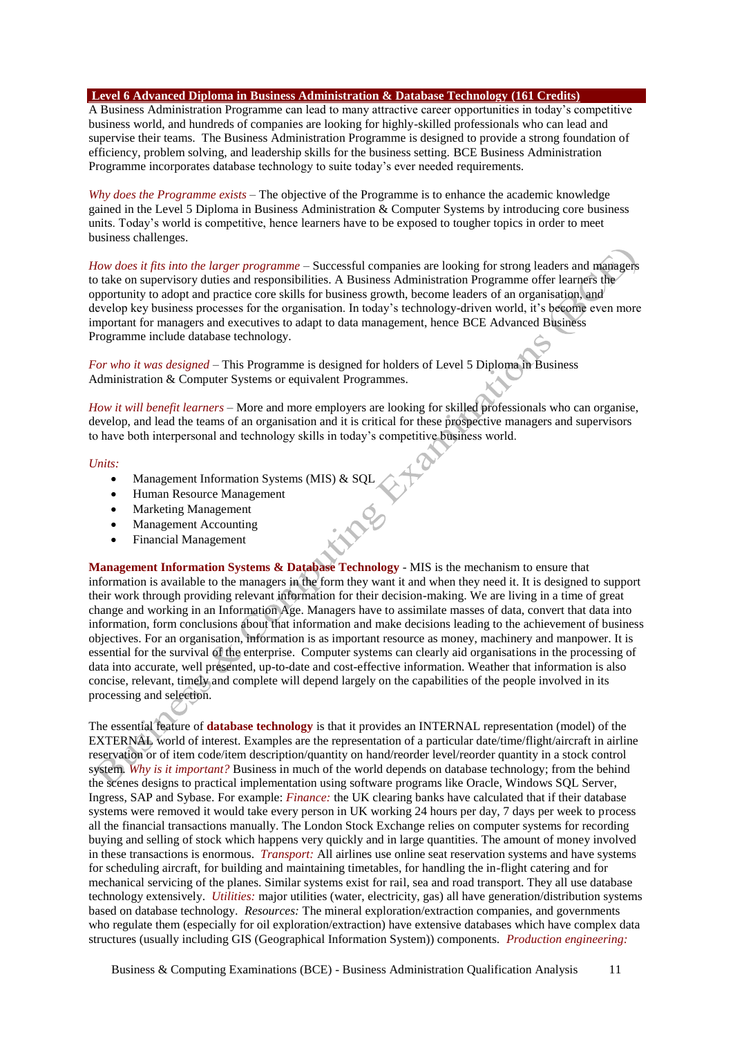## Level 6 Advanced Diploma in Business Administration & Database Technology (161 Credits)

A Business Administration Programme can lead to many attractive career opportunities in today's competitive business world, and hundreds of companies are looking for highly-skilled professionals who can lead and supervise their teams. The Business Administration Programme is designed to provide a strong foundation of efficiency, problem solving, and leadership skills for the business setting. BCE Business Administration Programme incorporates database technology to suite today's ever needed requirements.

*Why does the Programme exists* – The objective of the Programme is to enhance the academic knowledge gained in the Level 5 Diploma in Business Administration & Computer Systems by introducing core business units. Today's world is competitive, hence learners have to be exposed to tougher topics in order to meet business challenges.

*How does it fits into the larger programme* – Successful companies are looking for strong leaders and managers to take on supervisory duties and responsibilities. A Business Administration Programme offer learners the opportunity to adopt and practice core skills for business growth, become leaders of an organisation, and develop key business processes for the organisation. In today's technology-driven world, it's become even more important for managers and executives to adapt to data management, hence BCE Advanced Business Programme include database technology.

*For who it was designed* – This Programme is designed for holders of Level 5 Diploma in Business Administration & Computer Systems or equivalent Programmes.

*How it will benefit learners* – More and more employers are looking for skilled professionals who can organise, develop, and lead the teams of an organisation and it is critical for these prospective managers and supervisors to have both interpersonal and technology skills in today's competitive business world.

*Units:*

- Management Information Systems (MIS) & SQL
- Human Resource Management
- Marketing Management
- Management Accounting
- Financial Management

**Management Information Systems & Database Technology** - MIS is the mechanism to ensure that information is available to the managers in the form they want it and when they need it. It is designed to support their work through providing relevant information for their decision-making. We are living in a time of great change and working in an Information Age. Managers have to assimilate masses of data, convert that data into information, form conclusions about that information and make decisions leading to the achievement of business objectives. For an organisation, information is as important resource as money, machinery and manpower. It is essential for the survival of the enterprise. Computer systems can clearly aid organisations in the processing of data into accurate, well presented, up-to-date and cost-effective information. Weather that information is also concise, relevant, timely and complete will depend largely on the capabilities of the people involved in its processing and selection.

The essential feature of **database technology** is that it provides an INTERNAL representation (model) of the EXTERNAL world of interest. Examples are the representation of a particular date/time/flight/aircraft in airline reservation or of item code/item description/quantity on hand/reorder level/reorder quantity in a stock control system. *Why is it important?* Business in much of the world depends on database technology; from the behind the scenes designs to practical implementation using software programs like Oracle, Windows SQL Server, Ingress, SAP and Sybase. For example: *Finance:* the UK clearing banks have calculated that if their database systems were removed it would take every person in UK working 24 hours per day, 7 days per week to process all the financial transactions manually. The London Stock Exchange relies on computer systems for recording buying and selling of stock which happens very quickly and in large quantities. The amount of money involved in these transactions is enormous. *Transport:* All airlines use online seat reservation systems and have systems for scheduling aircraft, for building and maintaining timetables, for handling the in-flight catering and for mechanical servicing of the planes. Similar systems exist for rail, sea and road transport. They all use database technology extensively. *Utilities:* major utilities (water, electricity, gas) all have generation/distribution systems based on database technology. *Resources:* The mineral exploration/extraction companies, and governments who regulate them (especially for oil exploration/extraction) have extensive databases which have complex data structures (usually including GIS (Geographical Information System)) components. *Production engineering:*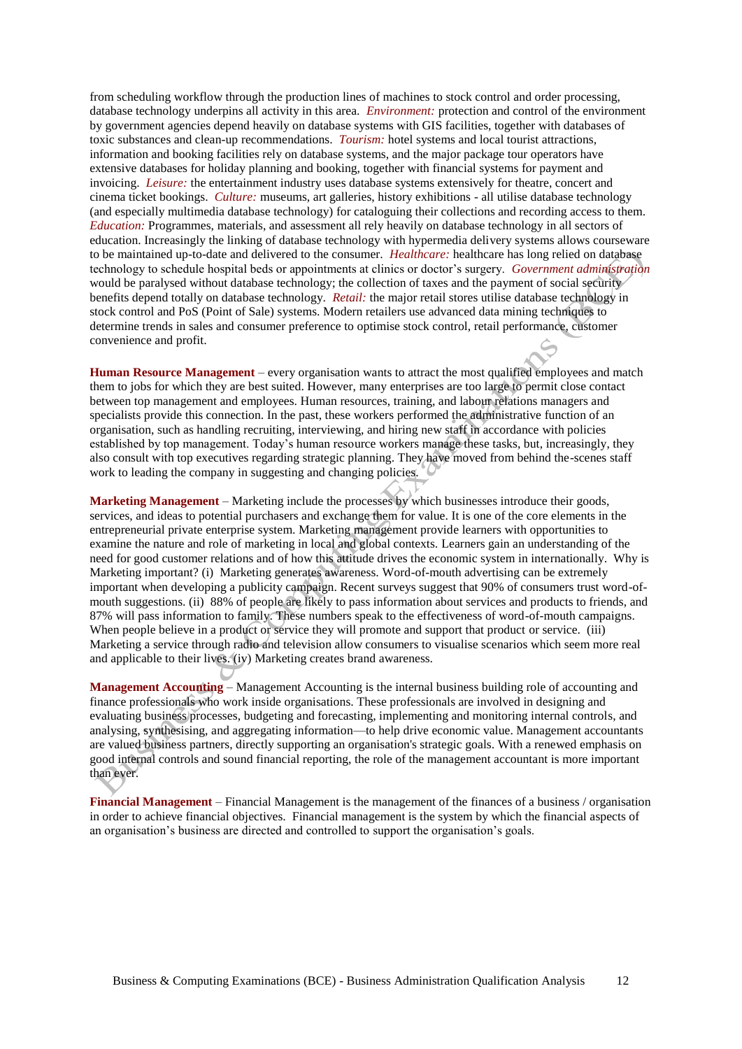from scheduling workflow through the production lines of machines to stock control and order processing, database technology underpins all activity in this area. *Environment:* protection and control of the environment by government agencies depend heavily on database systems with GIS facilities, together with databases of toxic substances and clean-up recommendations. *Tourism:* hotel systems and local tourist attractions, information and booking facilities rely on database systems, and the major package tour operators have extensive databases for holiday planning and booking, together with financial systems for payment and invoicing. *Leisure:* the entertainment industry uses database systems extensively for theatre, concert and cinema ticket bookings. *Culture:* museums, art galleries, history exhibitions - all utilise database technology (and especially multimedia database technology) for cataloguing their collections and recording access to them. *Education:* Programmes, materials, and assessment all rely heavily on database technology in all sectors of education. Increasingly the linking of database technology with hypermedia delivery systems allows courseware to be maintained up-to-date and delivered to the consumer. *Healthcare:* healthcare has long relied on database technology to schedule hospital beds or appointments at clinics or doctor's surgery. *Government administration* would be paralysed without database technology; the collection of taxes and the payment of social security benefits depend totally on database technology. *Retail:* the major retail stores utilise database technology in stock control and PoS (Point of Sale) systems. Modern retailers use advanced data mining techniques to determine trends in sales and consumer preference to optimise stock control, retail performance, customer convenience and profit.

**Human Resource Management** – every organisation wants to attract the most qualified employees and match them to jobs for which they are best suited. However, many enterprises are too large to permit close contact between top management and employees. Human resources, training, and labour relations managers and specialists provide this connection. In the past, these workers performed the administrative function of an organisation, such as handling recruiting, interviewing, and hiring new staff in accordance with policies established by top management. Today's human resource workers manage these tasks, but, increasingly, they also consult with top executives regarding strategic planning. They have moved from behind the-scenes staff work to leading the company in suggesting and changing policies.

**Marketing Management** – Marketing include the processes by which businesses introduce their goods, services, and ideas to potential purchasers and exchange them for value. It is one of the core elements in the entrepreneurial private enterprise system. Marketing management provide learners with opportunities to examine the nature and role of marketing in local and global contexts. Learners gain an understanding of the need for good customer relations and of how this attitude drives the economic system in internationally. Why is Marketing important? (i) Marketing generates awareness. Word-of-mouth advertising can be extremely important when developing a publicity campaign. Recent surveys suggest that 90% of consumers trust word-of-mouth suggestions. (ii) 88% of people are likely to pass information about services and products to friends, and 87% will pass information to family. These numbers speak to the effectiveness of word-of-mouth campaigns. When people believe in a product or service they will promote and support that product or service. (iii) Marketing a service through radio and television allow consumers to visualise scenarios which seem more real and applicable to their lives. (iv) Marketing creates brand awareness.

**Management Accounting** – Management Accounting is the internal business building role of accounting and finance professionals who work inside organisations. These professionals are involved in designing and evaluating business processes, budgeting and forecasting, implementing and monitoring internal controls, and analysing, synthesising, and aggregating information—to help drive economic value. Management accountants are valued business partners, directly supporting an organisation's strategic goals. With a renewed emphasis on good internal controls and sound financial reporting, the role of the management accountant is more important than ever.

**Financial Management** – Financial Management is the management of the finances of a business / organisation in order to achieve financial objectives. Financial management is the system by which the financial aspects of an organisation's business are directed and controlled to support the organisation's goals.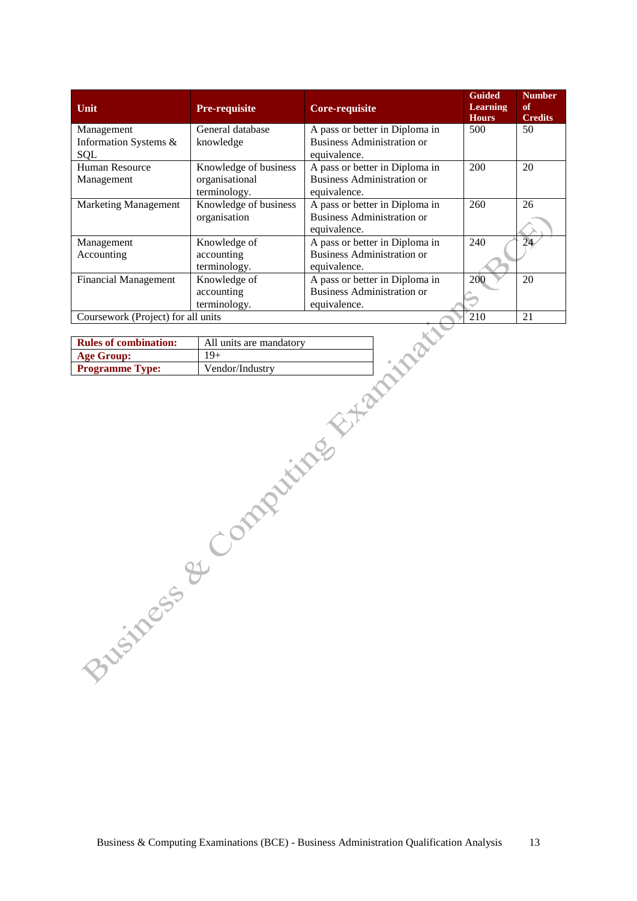| Unit | Pre-requisite | Core-requisite | Guided Learning Hours | Number of Credits |
|---|---|---|---|---|
| Management Information Systems & SQL | General database knowledge | A pass or better in Diploma in Business Administration or equivalence. | 500 | 50 |
| Human Resource Management | Knowledge of business organisational terminology. | A pass or better in Diploma in Business Administration or equivalence. | 200 | 20 |
| Marketing Management | Knowledge of business organisation | A pass or better in Diploma in Business Administration or equivalence. | 260 | 26 |
| Management Accounting | Knowledge of accounting terminology. | A pass or better in Diploma in Business Administration or equivalence. | 240 | 24 |
| Financial Management | Knowledge of accounting terminology. | A pass or better in Diploma in Business Administration or equivalence. | 200 | 20 |
| Coursework (Project) for all units | | | 210 | 21 |

| | |
|---|---|
| **Rules of combination:** | All units are mandatory |
| **Age Group:** | 19+ |
| **Programme Type:** | Vendor/Industry |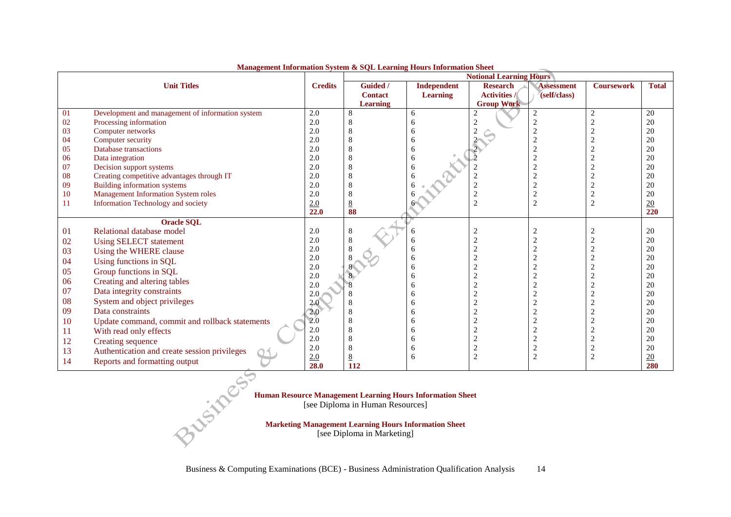**Management Information System & SQL Learning Hours Information Sheet**

| | Unit Titles | Credits | Notional Learning Hours | | | | | |
|---|---|---|---|---|---|---|---|---|
| | | | Guided / Contact Learning | Independent Learning | Research Activities / Group Work | Assessment (self/class) | Coursework | Total |
| 01 | Development and management of information system | 2.0 | 8 | 6 | 2 | 2 | 2 | 20 |
| 02 | Processing information | 2.0 | 8 | 6 | 2 | 2 | 2 | 20 |
| 03 | Computer networks | 2.0 | 8 | 6 | 2 | 2 | 2 | 20 |
| 04 | Computer security | 2.0 | 8 | 6 | 2 | 2 | 2 | 20 |
| 05 | Database transactions | 2.0 | 8 | 6 | 2 | 2 | 2 | 20 |
| 06 | Data integration | 2.0 | 8 | 6 | 2 | 2 | 2 | 20 |
| 07 | Decision support systems | 2.0 | 8 | 6 | 2 | 2 | 2 | 20 |
| 08 | Creating competitive advantages through IT | 2.0 | 8 | 6 | 2 | 2 | 2 | 20 |
| 09 | Building information systems | 2.0 | 8 | 6 | 2 | 2 | 2 | 20 |
| 10 | Management Information System roles | 2.0 | 8 | 6 | 2 | 2 | 2 | 20 |
| 11 | Information Technology and society | 2.0 | 8 | 6 | 2 | 2 | 2 | 20 |
| | | **22.0** | **88** | | | | | **220** |
| | **Oracle SQL** | | | | | | | |
| 01 | Relational database model | 2.0 | 8 | 6 | 2 | 2 | 2 | 20 |
| 02 | Using SELECT statement | 2.0 | 8 | 6 | 2 | 2 | 2 | 20 |
| 03 | Using the WHERE clause | 2.0 | 8 | 6 | 2 | 2 | 2 | 20 |
| 04 | Using functions in SQL | 2.0 | 8 | 6 | 2 | 2 | 2 | 20 |
| 05 | Group functions in SQL | 2.0 | 8 | 6 | 2 | 2 | 2 | 20 |
| 06 | Creating and altering tables | 2.0 | 8 | 6 | 2 | 2 | 2 | 20 |
| 07 | Data integrity constraints | 2.0 | 8 | 6 | 2 | 2 | 2 | 20 |
| 08 | System and object privileges | 2.0 | 8 | 6 | 2 | 2 | 2 | 20 |
| 09 | Data constraints | 2.0 | 8 | 6 | 2 | 2 | 2 | 20 |
| 10 | Update command, commit and rollback statements | 2.0 | 8 | 6 | 2 | 2 | 2 | 20 |
| 11 | With read only effects | 2.0 | 8 | 6 | 2 | 2 | 2 | 20 |
| 12 | Creating sequence | 2.0 | 8 | 6 | 2 | 2 | 2 | 20 |
| 13 | Authentication and create session privileges | 2.0 | 8 | 6 | 2 | 2 | 2 | 20 |
| 14 | Reports and formatting output | 2.0 | 8 | 6 | 2 | 2 | 2 | 20 |
| | | **28.0** | **112** | | | | | **280** |

**Human Resource Management Learning Hours Information Sheet**
[see Diploma in Human Resources]

**Marketing Management Learning Hours Information Sheet**
[see Diploma in Marketing]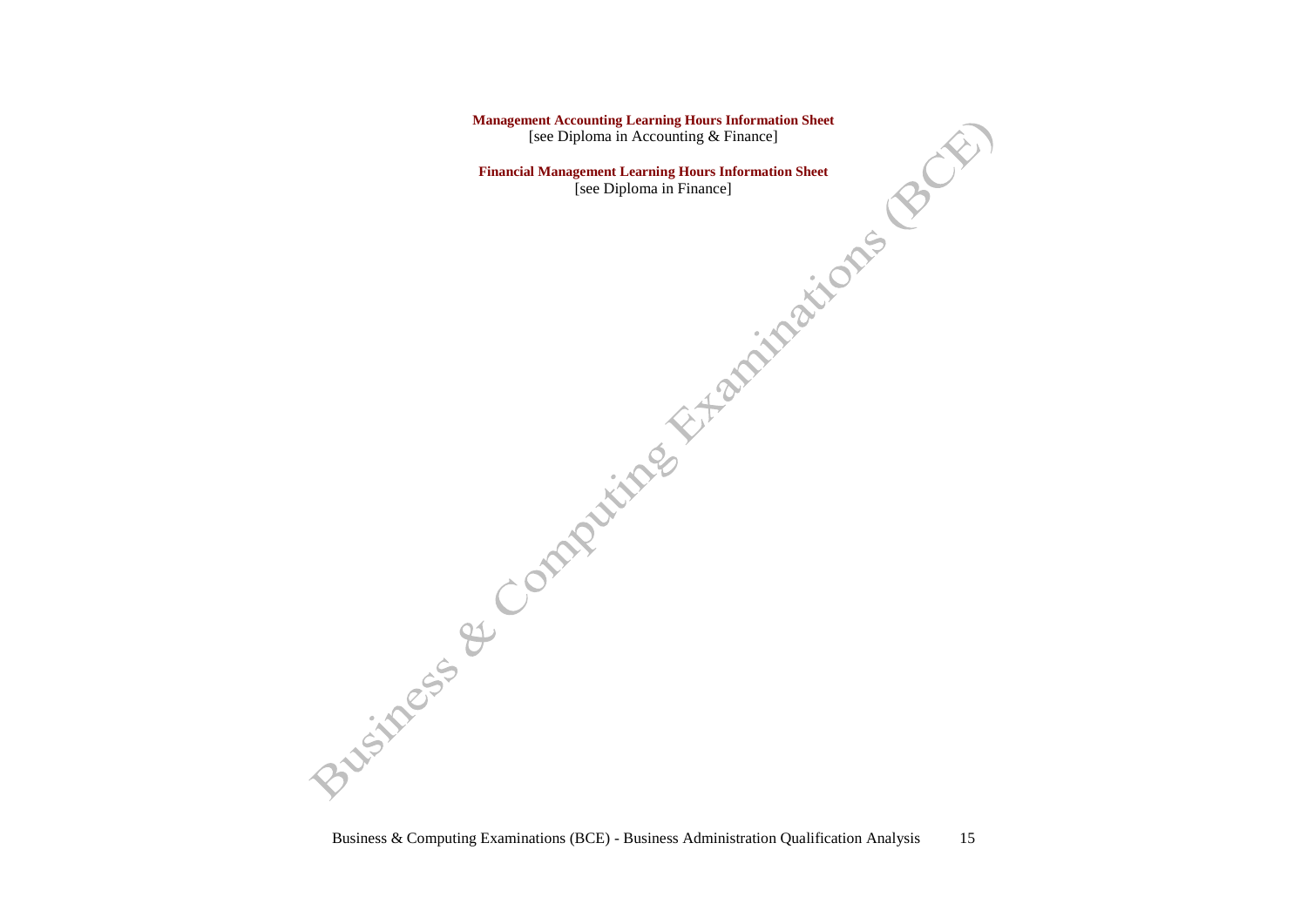**Management Accounting Learning Hours Information Sheet**
[see Diploma in Accounting & Finance]

**Financial Management Learning Hours Information Sheet**
[see Diploma in Finance]